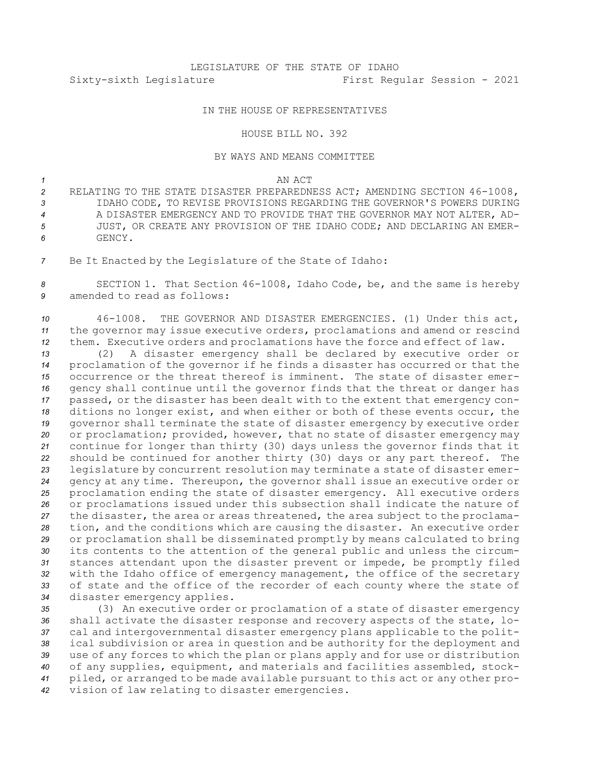LEGISLATURE OF THE STATE OF IDAHO

Sixty-sixth Legislature First Regular Session - 2021

IN THE HOUSE OF REPRESENTATIVES

HOUSE BILL NO. 392

BY WAYS AND MEANS COMMITTEE

AN ACT

RELATING TO THE STATE DISASTER PREPAREDNESS ACT; AMENDING SECTION 46-1008, IDAHO CODE, TO REVISE PROVISIONS REGARDING THE GOVERNOR'S POWERS DURING A DISASTER EMERGENCY AND TO PROVIDE THAT THE GOVERNOR MAY NOT ALTER, ADJUST, OR CREATE ANY PROVISION OF THE IDAHO CODE; AND DECLARING AN EMERGENCY.

Be It Enacted by the Legislature of the State of Idaho:

SECTION 1. That Section 46-1008, Idaho Code, be, and the same is hereby amended to read as follows:

46-1008. THE GOVERNOR AND DISASTER EMERGENCIES. (1) Under this act, the governor may issue executive orders, proclamations and amend or rescind them. Executive orders and proclamations have the force and effect of law.

(2) A disaster emergency shall be declared by executive order or proclamation of the governor if he finds a disaster has occurred or that the occurrence or the threat thereof is imminent. The state of disaster emergency shall continue until the governor finds that the threat or danger has passed, or the disaster has been dealt with to the extent that emergency conditions no longer exist, and when either or both of these events occur, the governor shall terminate the state of disaster emergency by executive order or proclamation; provided, however, that no state of disaster emergency may continue for longer than thirty (30) days unless the governor finds that it should be continued for another thirty (30) days or any part thereof. The legislature by concurrent resolution may terminate a state of disaster emergency at any time. Thereupon, the governor shall issue an executive order or proclamation ending the state of disaster emergency. All executive orders or proclamations issued under this subsection shall indicate the nature of the disaster, the area or areas threatened, the area subject to the proclamation, and the conditions which are causing the disaster. An executive order or proclamation shall be disseminated promptly by means calculated to bring its contents to the attention of the general public and unless the circumstances attendant upon the disaster prevent or impede, be promptly filed with the Idaho office of emergency management, the office of the secretary of state and the office of the recorder of each county where the state of disaster emergency applies.

(3) An executive order or proclamation of a state of disaster emergency shall activate the disaster response and recovery aspects of the state, local and intergovernmental disaster emergency plans applicable to the political subdivision or area in question and be authority for the deployment and use of any forces to which the plan or plans apply and for use or distribution of any supplies, equipment, and materials and facilities assembled, stockpiled, or arranged to be made available pursuant to this act or any other provision of law relating to disaster emergencies.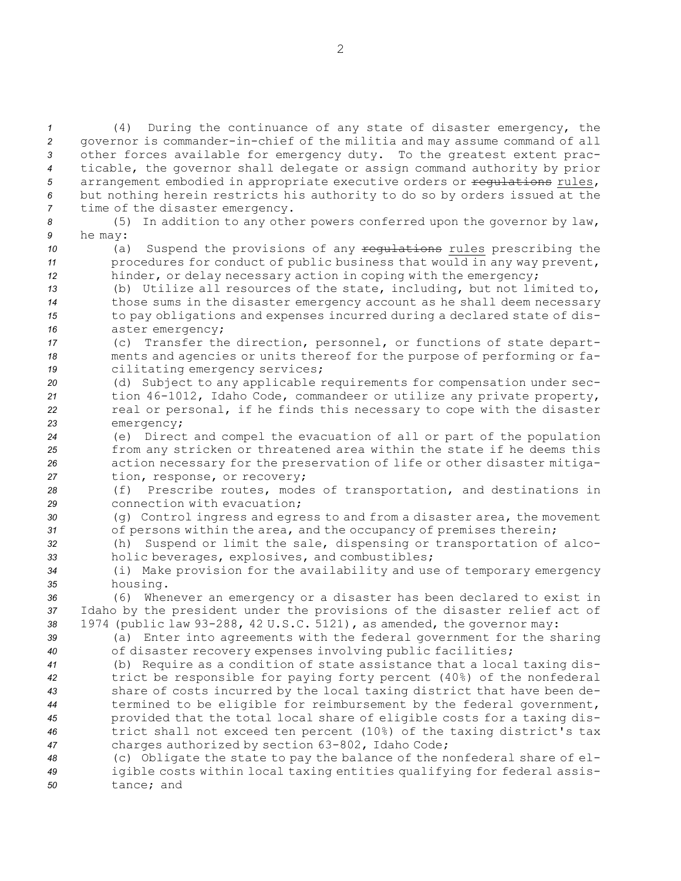(4) During the continuance of any state of disaster emergency, the governor is commander-in-chief of the militia and may assume command of all other forces available for emergency duty. To the greatest extent practicable, the governor shall delegate or assign command authority by prior arrangement embodied in appropriate executive orders or ~~regulations~~ rules, but nothing herein restricts his authority to do so by orders issued at the time of the disaster emergency.

(5) In addition to any other powers conferred upon the governor by law, he may:

(a) Suspend the provisions of any ~~regulations~~ rules prescribing the procedures for conduct of public business that would in any way prevent, hinder, or delay necessary action in coping with the emergency;

(b) Utilize all resources of the state, including, but not limited to, those sums in the disaster emergency account as he shall deem necessary to pay obligations and expenses incurred during a declared state of disaster emergency;

(c) Transfer the direction, personnel, or functions of state departments and agencies or units thereof for the purpose of performing or facilitating emergency services;

(d) Subject to any applicable requirements for compensation under section 46-1012, Idaho Code, commandeer or utilize any private property, real or personal, if he finds this necessary to cope with the disaster emergency;

(e) Direct and compel the evacuation of all or part of the population from any stricken or threatened area within the state if he deems this action necessary for the preservation of life or other disaster mitigation, response, or recovery;

(f) Prescribe routes, modes of transportation, and destinations in connection with evacuation;

(g) Control ingress and egress to and from a disaster area, the movement of persons within the area, and the occupancy of premises therein;

(h) Suspend or limit the sale, dispensing or transportation of alcoholic beverages, explosives, and combustibles;

(i) Make provision for the availability and use of temporary emergency housing.

(6) Whenever an emergency or a disaster has been declared to exist in Idaho by the president under the provisions of the disaster relief act of 1974 (public law 93-288, 42 U.S.C. 5121), as amended, the governor may:

(a) Enter into agreements with the federal government for the sharing of disaster recovery expenses involving public facilities;

(b) Require as a condition of state assistance that a local taxing district be responsible for paying forty percent (40%) of the nonfederal share of costs incurred by the local taxing district that have been determined to be eligible for reimbursement by the federal government, provided that the total local share of eligible costs for a taxing district shall not exceed ten percent (10%) of the taxing district's tax charges authorized by section 63-802, Idaho Code;

(c) Obligate the state to pay the balance of the nonfederal share of eligible costs within local taxing entities qualifying for federal assistance; and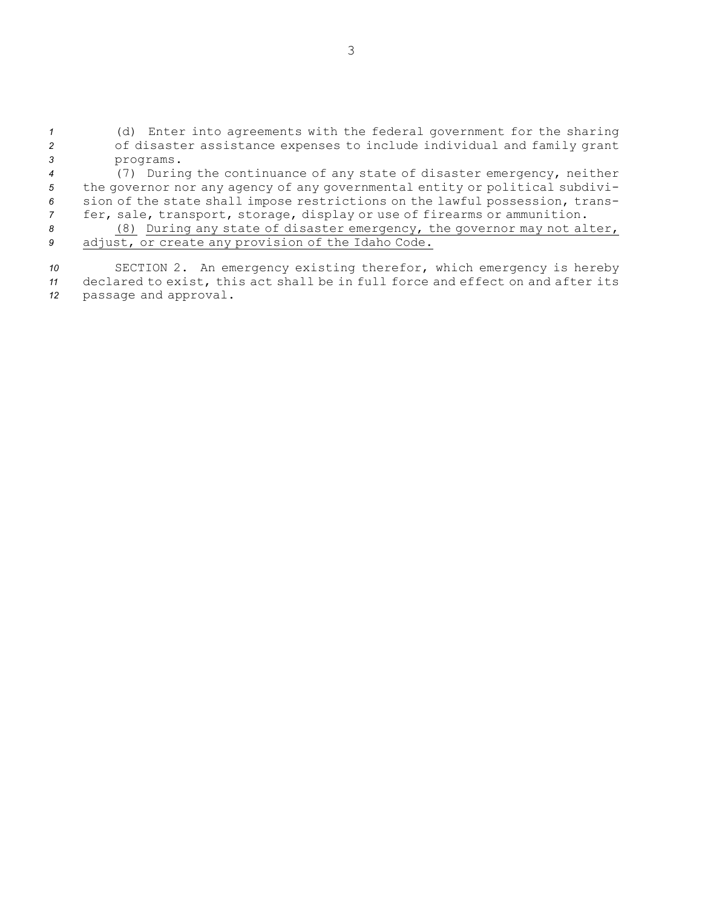(d) Enter into agreements with the federal government for the sharing of disaster assistance expenses to include individual and family grant programs.

(7) During the continuance of any state of disaster emergency, neither the governor nor any agency of any governmental entity or political subdivision of the state shall impose restrictions on the lawful possession, transfer, sale, transport, storage, display or use of firearms or ammunition.

<u>(8) During any state of disaster emergency, the governor may not alter, adjust, or create any provision of the Idaho Code.</u>

SECTION 2. An emergency existing therefor, which emergency is hereby declared to exist, this act shall be in full force and effect on and after its passage and approval.